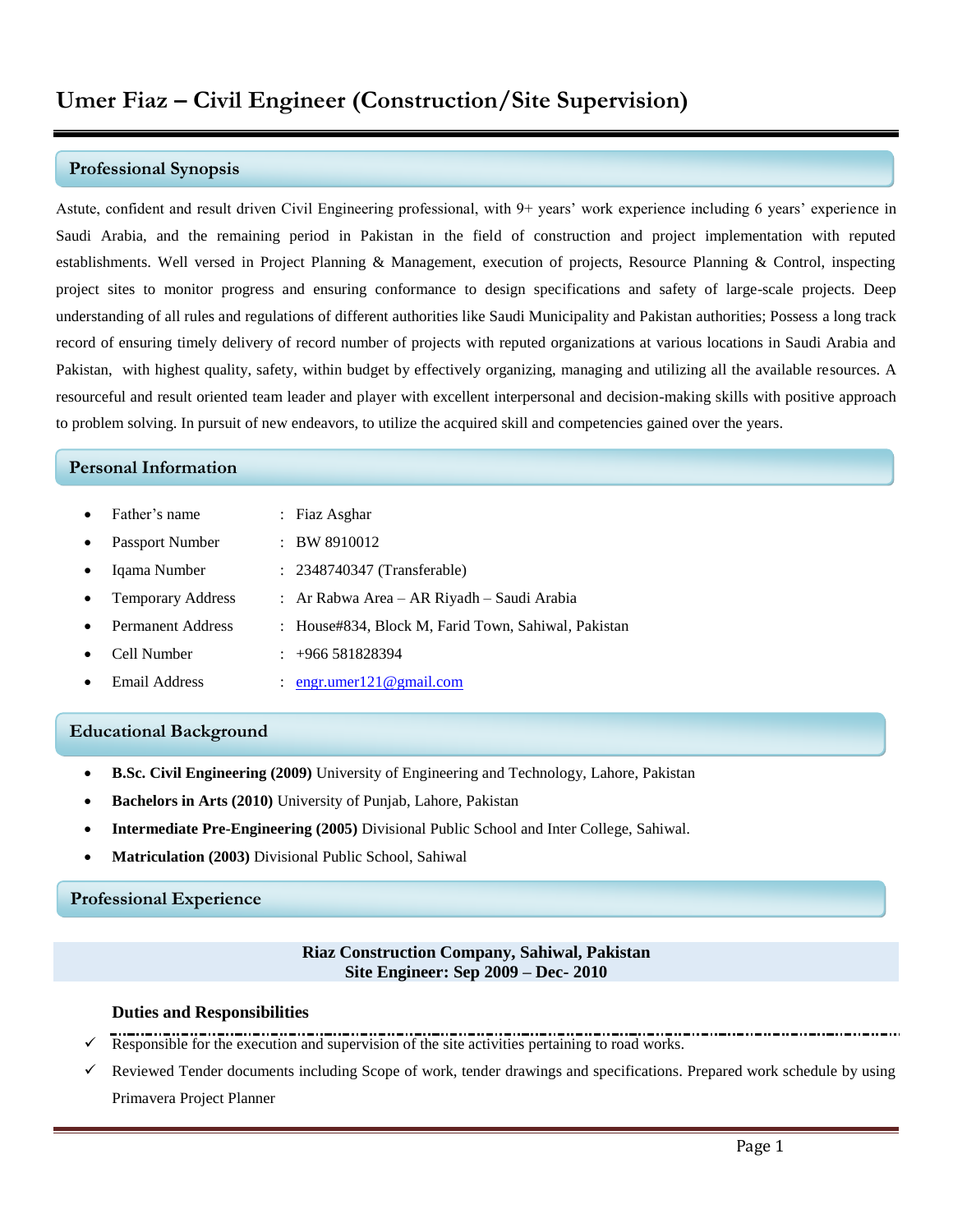# Umer Fiaz – Civil Engineer (Construction/Site Supervision)

## Professional Synopsis

Astute, confident and result driven Civil Engineering professional, with 9+ years' work experience including 6 years' experience in Saudi Arabia, and the remaining period in Pakistan in the field of construction and project implementation with reputed establishments. Well versed in Project Planning & Management, execution of projects, Resource Planning & Control, inspecting project sites to monitor progress and ensuring conformance to design specifications and safety of large-scale projects. Deep understanding of all rules and regulations of different authorities like Saudi Municipality and Pakistan authorities; Possess a long track record of ensuring timely delivery of record number of projects with reputed organizations at various locations in Saudi Arabia and Pakistan, with highest quality, safety, within budget by effectively organizing, managing and utilizing all the available resources. A resourceful and result oriented team leader and player with excellent interpersonal and decision-making skills with positive approach to problem solving. In pursuit of new endeavors, to utilize the acquired skill and competencies gained over the years.

## Personal Information

- Father's name : Fiaz Asghar
- Passport Number : BW 8910012
- Iqama Number : 2348740347 (Transferable)
- Temporary Address : Ar Rabwa Area – AR Riyadh – Saudi Arabia
- Permanent Address : House#834, Block M, Farid Town, Sahiwal, Pakistan
- Cell Number : +966 581828394
- Email Address : engr.umer121@gmail.com

## Educational Background

- **B.Sc. Civil Engineering (2009)** University of Engineering and Technology, Lahore, Pakistan
- **Bachelors in Arts (2010)** University of Punjab, Lahore, Pakistan
- **Intermediate Pre-Engineering (2005)** Divisional Public School and Inter College, Sahiwal.
- **Matriculation (2003)** Divisional Public School, Sahiwal

## Professional Experience

**Riaz Construction Company, Sahiwal, Pakistan**
**Site Engineer: Sep 2009 – Dec- 2010**

### Duties and Responsibilities

- ✓ Responsible for the execution and supervision of the site activities pertaining to road works.
- ✓ Reviewed Tender documents including Scope of work, tender drawings and specifications. Prepared work schedule by using Primavera Project Planner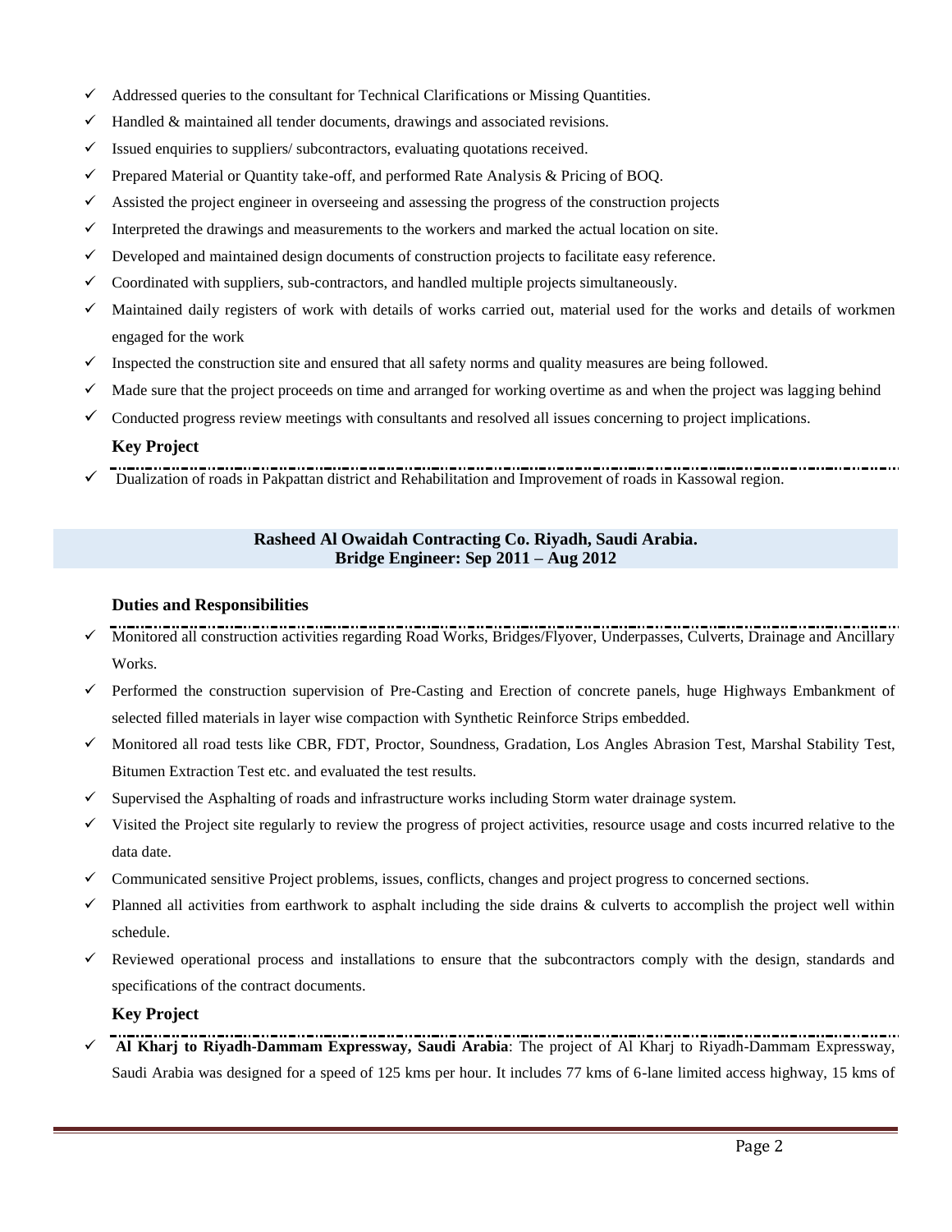- ✓ Addressed queries to the consultant for Technical Clarifications or Missing Quantities.
- ✓ Handled & maintained all tender documents, drawings and associated revisions.
- ✓ Issued enquiries to suppliers/ subcontractors, evaluating quotations received.
- ✓ Prepared Material or Quantity take-off, and performed Rate Analysis & Pricing of BOQ.
- ✓ Assisted the project engineer in overseeing and assessing the progress of the construction projects
- ✓ Interpreted the drawings and measurements to the workers and marked the actual location on site.
- ✓ Developed and maintained design documents of construction projects to facilitate easy reference.
- ✓ Coordinated with suppliers, sub-contractors, and handled multiple projects simultaneously.
- ✓ Maintained daily registers of work with details of works carried out, material used for the works and details of workmen engaged for the work
- ✓ Inspected the construction site and ensured that all safety norms and quality measures are being followed.
- ✓ Made sure that the project proceeds on time and arranged for working overtime as and when the project was lagging behind
- ✓ Conducted progress review meetings with consultants and resolved all issues concerning to project implications.

**Key Project**

- ✓ Dualization of roads in Pakpattan district and Rehabilitation and Improvement of roads in Kassowal region.

**Rasheed Al Owaidah Contracting Co. Riyadh, Saudi Arabia.**
**Bridge Engineer: Sep 2011 – Aug 2012**

**Duties and Responsibilities**

- ✓ Monitored all construction activities regarding Road Works, Bridges/Flyover, Underpasses, Culverts, Drainage and Ancillary Works.
- ✓ Performed the construction supervision of Pre-Casting and Erection of concrete panels, huge Highways Embankment of selected filled materials in layer wise compaction with Synthetic Reinforce Strips embedded.
- ✓ Monitored all road tests like CBR, FDT, Proctor, Soundness, Gradation, Los Angles Abrasion Test, Marshal Stability Test, Bitumen Extraction Test etc. and evaluated the test results.
- ✓ Supervised the Asphalting of roads and infrastructure works including Storm water drainage system.
- ✓ Visited the Project site regularly to review the progress of project activities, resource usage and costs incurred relative to the data date.
- ✓ Communicated sensitive Project problems, issues, conflicts, changes and project progress to concerned sections.
- ✓ Planned all activities from earthwork to asphalt including the side drains & culverts to accomplish the project well within schedule.
- ✓ Reviewed operational process and installations to ensure that the subcontractors comply with the design, standards and specifications of the contract documents.

**Key Project**

- ✓ **Al Kharj to Riyadh-Dammam Expressway, Saudi Arabia**: The project of Al Kharj to Riyadh-Dammam Expressway, Saudi Arabia was designed for a speed of 125 kms per hour. It includes 77 kms of 6-lane limited access highway, 15 kms of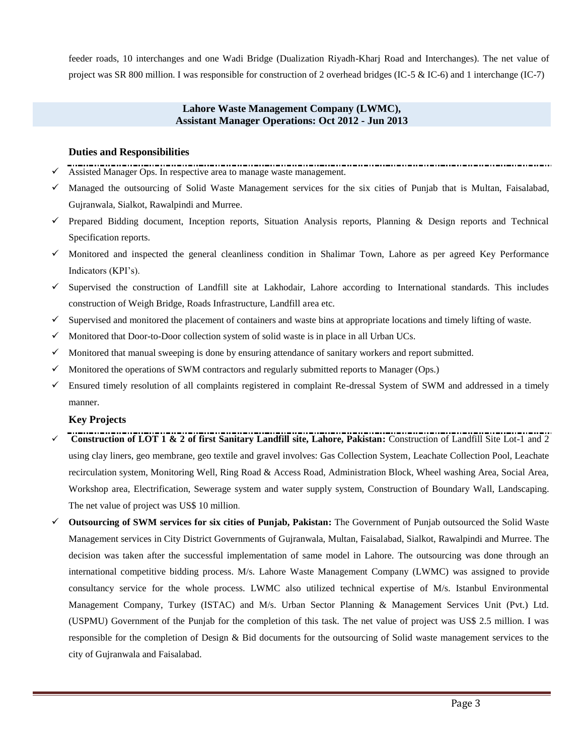feeder roads, 10 interchanges and one Wadi Bridge (Dualization Riyadh-Kharj Road and Interchanges). The net value of project was SR 800 million. I was responsible for construction of 2 overhead bridges (IC-5 & IC-6) and 1 interchange (IC-7)

## Lahore Waste Management Company (LWMC), Assistant Manager Operations: Oct 2012 - Jun 2013

### Duties and Responsibilities

- ✓ Assisted Manager Ops. In respective area to manage waste management.
- ✓ Managed the outsourcing of Solid Waste Management services for the six cities of Punjab that is Multan, Faisalabad, Gujranwala, Sialkot, Rawalpindi and Murree.
- ✓ Prepared Bidding document, Inception reports, Situation Analysis reports, Planning & Design reports and Technical Specification reports.
- ✓ Monitored and inspected the general cleanliness condition in Shalimar Town, Lahore as per agreed Key Performance Indicators (KPI's).
- ✓ Supervised the construction of Landfill site at Lakhodair, Lahore according to International standards. This includes construction of Weigh Bridge, Roads Infrastructure, Landfill area etc.
- ✓ Supervised and monitored the placement of containers and waste bins at appropriate locations and timely lifting of waste.
- ✓ Monitored that Door-to-Door collection system of solid waste is in place in all Urban UCs.
- ✓ Monitored that manual sweeping is done by ensuring attendance of sanitary workers and report submitted.
- ✓ Monitored the operations of SWM contractors and regularly submitted reports to Manager (Ops.)
- ✓ Ensured timely resolution of all complaints registered in complaint Re-dressal System of SWM and addressed in a timely manner.

### Key Projects

- ✓ **Construction of LOT 1 & 2 of first Sanitary Landfill site, Lahore, Pakistan:** Construction of Landfill Site Lot-1 and 2 using clay liners, geo membrane, geo textile and gravel involves: Gas Collection System, Leachate Collection Pool, Leachate recirculation system, Monitoring Well, Ring Road & Access Road, Administration Block, Wheel washing Area, Social Area, Workshop area, Electrification, Sewerage system and water supply system, Construction of Boundary Wall, Landscaping. The net value of project was US$ 10 million.
- ✓ **Outsourcing of SWM services for six cities of Punjab, Pakistan:** The Government of Punjab outsourced the Solid Waste Management services in City District Governments of Gujranwala, Multan, Faisalabad, Sialkot, Rawalpindi and Murree. The decision was taken after the successful implementation of same model in Lahore. The outsourcing was done through an international competitive bidding process. M/s. Lahore Waste Management Company (LWMC) was assigned to provide consultancy service for the whole process. LWMC also utilized technical expertise of M/s. Istanbul Environmental Management Company, Turkey (ISTAC) and M/s. Urban Sector Planning & Management Services Unit (Pvt.) Ltd. (USPMU) Government of the Punjab for the completion of this task. The net value of project was US$ 2.5 million. I was responsible for the completion of Design & Bid documents for the outsourcing of Solid waste management services to the city of Gujranwala and Faisalabad.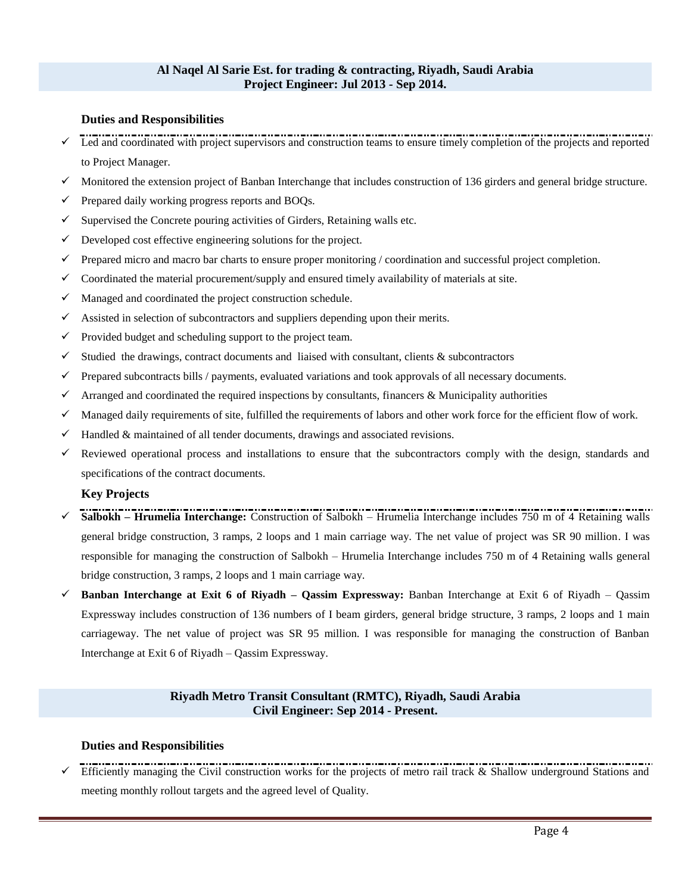**Al Naqel Al Sarie Est. for trading & contracting, Riyadh, Saudi Arabia**
**Project Engineer: Jul 2013 - Sep 2014.**

### Duties and Responsibilities

- ✓ Led and coordinated with project supervisors and construction teams to ensure timely completion of the projects and reported to Project Manager.
- ✓ Monitored the extension project of Banban Interchange that includes construction of 136 girders and general bridge structure.
- ✓ Prepared daily working progress reports and BOQs.
- ✓ Supervised the Concrete pouring activities of Girders, Retaining walls etc.
- ✓ Developed cost effective engineering solutions for the project.
- ✓ Prepared micro and macro bar charts to ensure proper monitoring / coordination and successful project completion.
- ✓ Coordinated the material procurement/supply and ensured timely availability of materials at site.
- ✓ Managed and coordinated the project construction schedule.
- ✓ Assisted in selection of subcontractors and suppliers depending upon their merits.
- ✓ Provided budget and scheduling support to the project team.
- ✓ Studied the drawings, contract documents and liaised with consultant, clients & subcontractors
- ✓ Prepared subcontracts bills / payments, evaluated variations and took approvals of all necessary documents.
- ✓ Arranged and coordinated the required inspections by consultants, financers & Municipality authorities
- ✓ Managed daily requirements of site, fulfilled the requirements of labors and other work force for the efficient flow of work.
- ✓ Handled & maintained of all tender documents, drawings and associated revisions.
- ✓ Reviewed operational process and installations to ensure that the subcontractors comply with the design, standards and specifications of the contract documents.

### Key Projects

- ✓ **Salbokh – Hrumelia Interchange:** Construction of Salbokh – Hrumelia Interchange includes 750 m of 4 Retaining walls general bridge construction, 3 ramps, 2 loops and 1 main carriage way. The net value of project was SR 90 million. I was responsible for managing the construction of Salbokh – Hrumelia Interchange includes 750 m of 4 Retaining walls general bridge construction, 3 ramps, 2 loops and 1 main carriage way.
- ✓ **Banban Interchange at Exit 6 of Riyadh – Qassim Expressway:** Banban Interchange at Exit 6 of Riyadh – Qassim Expressway includes construction of 136 numbers of I beam girders, general bridge structure, 3 ramps, 2 loops and 1 main carriageway. The net value of project was SR 95 million. I was responsible for managing the construction of Banban Interchange at Exit 6 of Riyadh – Qassim Expressway.

**Riyadh Metro Transit Consultant (RMTC), Riyadh, Saudi Arabia**
**Civil Engineer: Sep 2014 - Present.**

### Duties and Responsibilities

- ✓ Efficiently managing the Civil construction works for the projects of metro rail track & Shallow underground Stations and meeting monthly rollout targets and the agreed level of Quality.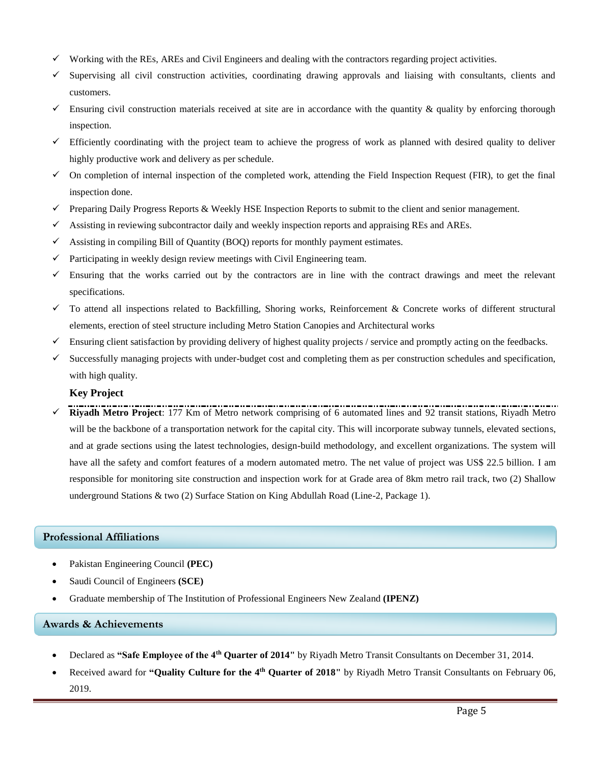- ✓ Working with the REs, AREs and Civil Engineers and dealing with the contractors regarding project activities.
- ✓ Supervising all civil construction activities, coordinating drawing approvals and liaising with consultants, clients and customers.
- ✓ Ensuring civil construction materials received at site are in accordance with the quantity & quality by enforcing thorough inspection.
- ✓ Efficiently coordinating with the project team to achieve the progress of work as planned with desired quality to deliver highly productive work and delivery as per schedule.
- ✓ On completion of internal inspection of the completed work, attending the Field Inspection Request (FIR), to get the final inspection done.
- ✓ Preparing Daily Progress Reports & Weekly HSE Inspection Reports to submit to the client and senior management.
- ✓ Assisting in reviewing subcontractor daily and weekly inspection reports and appraising REs and AREs.
- ✓ Assisting in compiling Bill of Quantity (BOQ) reports for monthly payment estimates.
- ✓ Participating in weekly design review meetings with Civil Engineering team.
- ✓ Ensuring that the works carried out by the contractors are in line with the contract drawings and meet the relevant specifications.
- ✓ To attend all inspections related to Backfilling, Shoring works, Reinforcement & Concrete works of different structural elements, erection of steel structure including Metro Station Canopies and Architectural works
- ✓ Ensuring client satisfaction by providing delivery of highest quality projects / service and promptly acting on the feedbacks.
- ✓ Successfully managing projects with under-budget cost and completing them as per construction schedules and specification, with high quality.

**Key Project**

- ✓ **Riyadh Metro Project**: 177 Km of Metro network comprising of 6 automated lines and 92 transit stations, Riyadh Metro will be the backbone of a transportation network for the capital city. This will incorporate subway tunnels, elevated sections, and at grade sections using the latest technologies, design-build methodology, and excellent organizations. The system will have all the safety and comfort features of a modern automated metro. The net value of project was US$ 22.5 billion. I am responsible for monitoring site construction and inspection work for at Grade area of 8km metro rail track, two (2) Shallow underground Stations & two (2) Surface Station on King Abdullah Road (Line-2, Package 1).

## Professional Affiliations

- Pakistan Engineering Council **(PEC)**
- Saudi Council of Engineers **(SCE)**
- Graduate membership of The Institution of Professional Engineers New Zealand **(IPENZ)**

## Awards & Achievements

- Declared as **"Safe Employee of the 4th Quarter of 2014"** by Riyadh Metro Transit Consultants on December 31, 2014.
- Received award for **"Quality Culture for the 4th Quarter of 2018"** by Riyadh Metro Transit Consultants on February 06, 2019.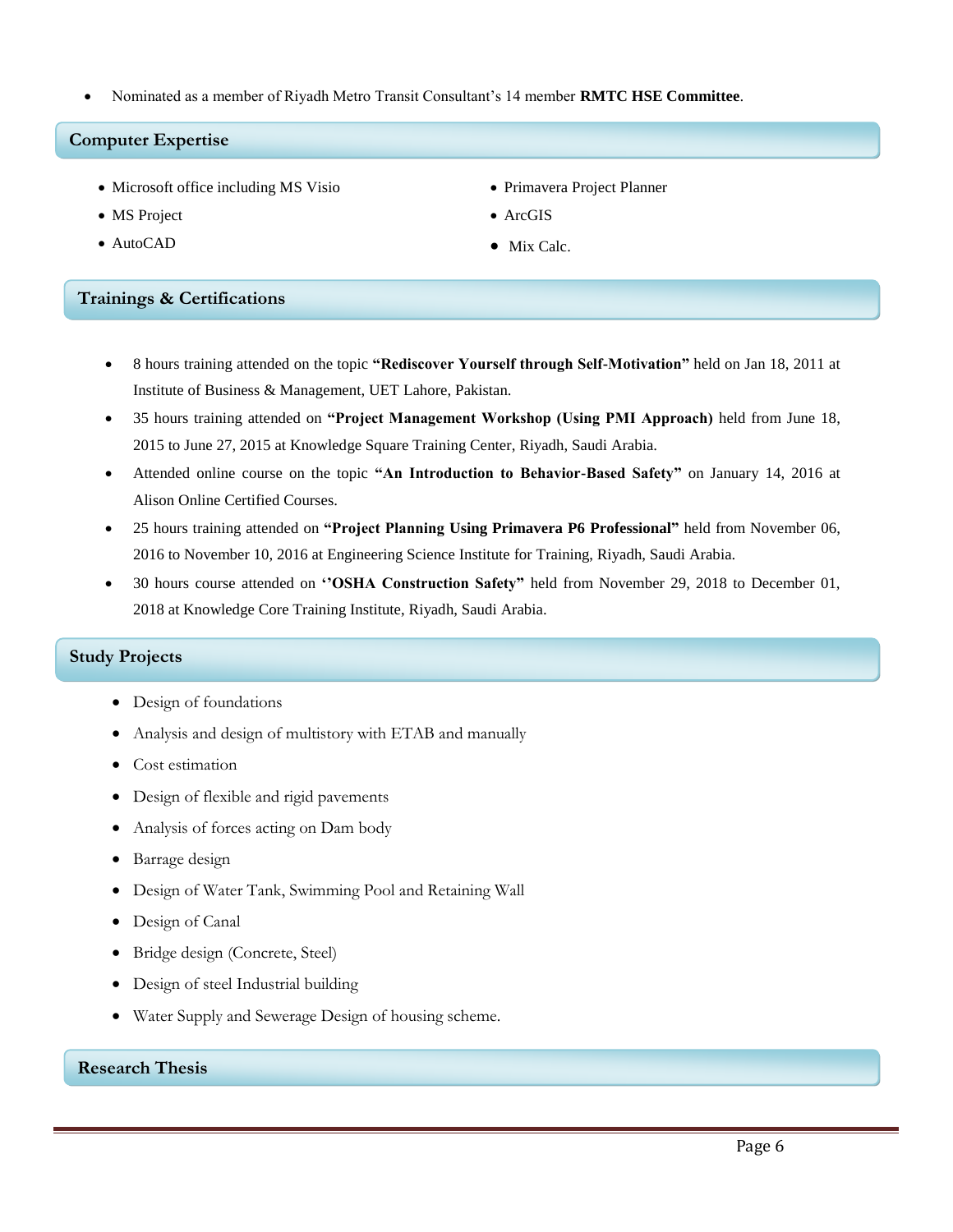- Nominated as a member of Riyadh Metro Transit Consultant's 14 member **RMTC HSE Committee**.

## Computer Expertise

- Microsoft office including MS Visio
- MS Project
- AutoCAD
- Primavera Project Planner
- ArcGIS
- Mix Calc.

## Trainings & Certifications

- 8 hours training attended on the topic **"Rediscover Yourself through Self-Motivation"** held on Jan 18, 2011 at Institute of Business & Management, UET Lahore, Pakistan.
- 35 hours training attended on **"Project Management Workshop (Using PMI Approach)** held from June 18, 2015 to June 27, 2015 at Knowledge Square Training Center, Riyadh, Saudi Arabia.
- Attended online course on the topic **"An Introduction to Behavior-Based Safety"** on January 14, 2016 at Alison Online Certified Courses.
- 25 hours training attended on **"Project Planning Using Primavera P6 Professional"** held from November 06, 2016 to November 10, 2016 at Engineering Science Institute for Training, Riyadh, Saudi Arabia.
- 30 hours course attended on **''OSHA Construction Safety"** held from November 29, 2018 to December 01, 2018 at Knowledge Core Training Institute, Riyadh, Saudi Arabia.

## Study Projects

- Design of foundations
- Analysis and design of multistory with ETAB and manually
- Cost estimation
- Design of flexible and rigid pavements
- Analysis of forces acting on Dam body
- Barrage design
- Design of Water Tank, Swimming Pool and Retaining Wall
- Design of Canal
- Bridge design (Concrete, Steel)
- Design of steel Industrial building
- Water Supply and Sewerage Design of housing scheme.

## Research Thesis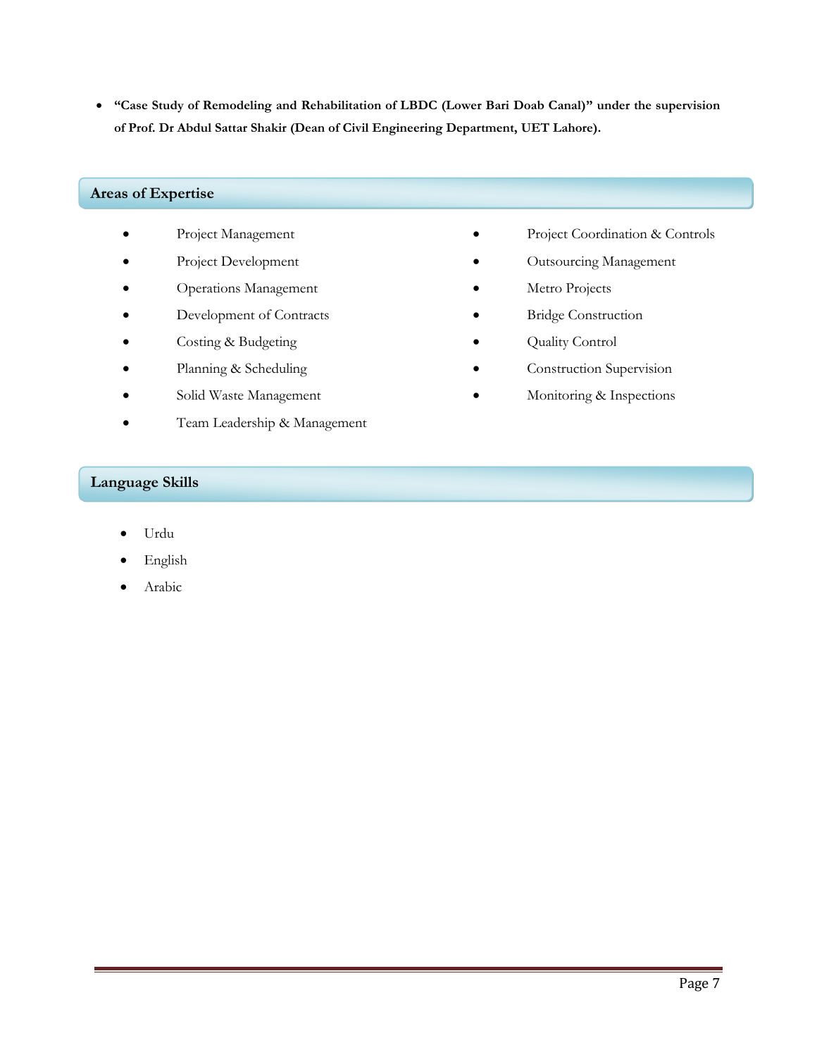- **"Case Study of Remodeling and Rehabilitation of LBDC (Lower Bari Doab Canal)" under the supervision of Prof. Dr Abdul Sattar Shakir (Dean of Civil Engineering Department, UET Lahore).**

## Areas of Expertise

- Project Management
- Project Development
- Operations Management
- Development of Contracts
- Costing & Budgeting
- Planning & Scheduling
- Solid Waste Management
- Team Leadership & Management
- Project Coordination & Controls
- Outsourcing Management
- Metro Projects
- Bridge Construction
- Quality Control
- Construction Supervision
- Monitoring & Inspections

## Language Skills

- Urdu
- English
- Arabic